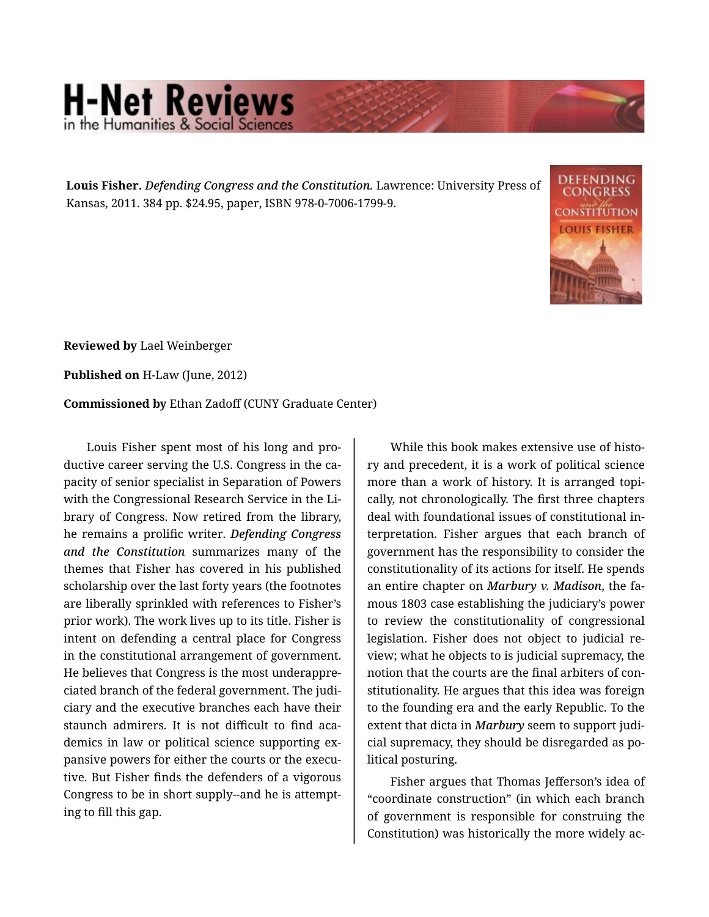**Louis Fisher.** *Defending Congress and the Constitution.* Lawrence: University Press of Kansas, 2011. 384 pp. $24.95, paper, ISBN 978-0-7006-1799-9.

**Reviewed by** Lael Weinberger

**Published on** H-Law (June, 2012)

**Commissioned by** Ethan Zadoff (CUNY Graduate Center)

Louis Fisher spent most of his long and productive career serving the U.S. Congress in the capacity of senior specialist in Separation of Powers with the Congressional Research Service in the Library of Congress. Now retired from the library, he remains a prolific writer. ***Defending Congress and the Constitution*** summarizes many of the themes that Fisher has covered in his published scholarship over the last forty years (the footnotes are liberally sprinkled with references to Fisher's prior work). The work lives up to its title. Fisher is intent on defending a central place for Congress in the constitutional arrangement of government. He believes that Congress is the most underappreciated branch of the federal government. The judiciary and the executive branches each have their staunch admirers. It is not difficult to find academics in law or political science supporting expansive powers for either the courts or the executive. But Fisher finds the defenders of a vigorous Congress to be in short supply--and he is attempting to fill this gap.

While this book makes extensive use of history and precedent, it is a work of political science more than a work of history. It is arranged topically, not chronologically. The first three chapters deal with foundational issues of constitutional interpretation. Fisher argues that each branch of government has the responsibility to consider the constitutionality of its actions for itself. He spends an entire chapter on ***Marbury v. Madison***, the famous 1803 case establishing the judiciary's power to review the constitutionality of congressional legislation. Fisher does not object to judicial review; what he objects to is judicial supremacy, the notion that the courts are the final arbiters of constitutionality. He argues that this idea was foreign to the founding era and the early Republic. To the extent that dicta in ***Marbury*** seem to support judicial supremacy, they should be disregarded as political posturing.

Fisher argues that Thomas Jefferson's idea of "coordinate construction" (in which each branch of government is responsible for construing the Constitution) was historically the more widely ac-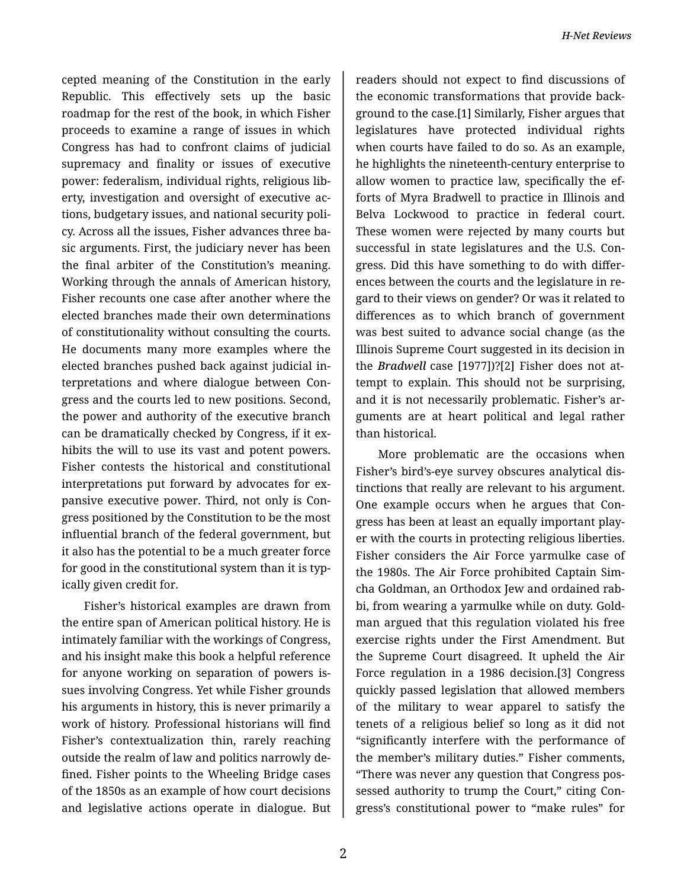cepted meaning of the Constitution in the early Republic. This effectively sets up the basic roadmap for the rest of the book, in which Fisher proceeds to examine a range of issues in which Congress has had to confront claims of judicial supremacy and finality or issues of executive power: federalism, individual rights, religious liberty, investigation and oversight of executive actions, budgetary issues, and national security policy. Across all the issues, Fisher advances three basic arguments. First, the judiciary never has been the final arbiter of the Constitution's meaning. Working through the annals of American history, Fisher recounts one case after another where the elected branches made their own determinations of constitutionality without consulting the courts. He documents many more examples where the elected branches pushed back against judicial interpretations and where dialogue between Congress and the courts led to new positions. Second, the power and authority of the executive branch can be dramatically checked by Congress, if it exhibits the will to use its vast and potent powers. Fisher contests the historical and constitutional interpretations put forward by advocates for expansive executive power. Third, not only is Congress positioned by the Constitution to be the most influential branch of the federal government, but it also has the potential to be a much greater force for good in the constitutional system than it is typically given credit for.

Fisher's historical examples are drawn from the entire span of American political history. He is intimately familiar with the workings of Congress, and his insight make this book a helpful reference for anyone working on separation of powers issues involving Congress. Yet while Fisher grounds his arguments in history, this is never primarily a work of history. Professional historians will find Fisher's contextualization thin, rarely reaching outside the realm of law and politics narrowly defined. Fisher points to the Wheeling Bridge cases of the 1850s as an example of how court decisions and legislative actions operate in dialogue. But readers should not expect to find discussions of the economic transformations that provide background to the case.[1] Similarly, Fisher argues that legislatures have protected individual rights when courts have failed to do so. As an example, he highlights the nineteenth-century enterprise to allow women to practice law, specifically the efforts of Myra Bradwell to practice in Illinois and Belva Lockwood to practice in federal court. These women were rejected by many courts but successful in state legislatures and the U.S. Congress. Did this have something to do with differences between the courts and the legislature in regard to their views on gender? Or was it related to differences as to which branch of government was best suited to advance social change (as the Illinois Supreme Court suggested in its decision in the ***Bradwell*** case [1977])?[2] Fisher does not attempt to explain. This should not be surprising, and it is not necessarily problematic. Fisher's arguments are at heart political and legal rather than historical.

More problematic are the occasions when Fisher's bird's-eye survey obscures analytical distinctions that really are relevant to his argument. One example occurs when he argues that Congress has been at least an equally important player with the courts in protecting religious liberties. Fisher considers the Air Force yarmulke case of the 1980s. The Air Force prohibited Captain Simcha Goldman, an Orthodox Jew and ordained rabbi, from wearing a yarmulke while on duty. Goldman argued that this regulation violated his free exercise rights under the First Amendment. But the Supreme Court disagreed. It upheld the Air Force regulation in a 1986 decision.[3] Congress quickly passed legislation that allowed members of the military to wear apparel to satisfy the tenets of a religious belief so long as it did not "significantly interfere with the performance of the member's military duties." Fisher comments, "There was never any question that Congress possessed authority to trump the Court," citing Congress's constitutional power to "make rules" for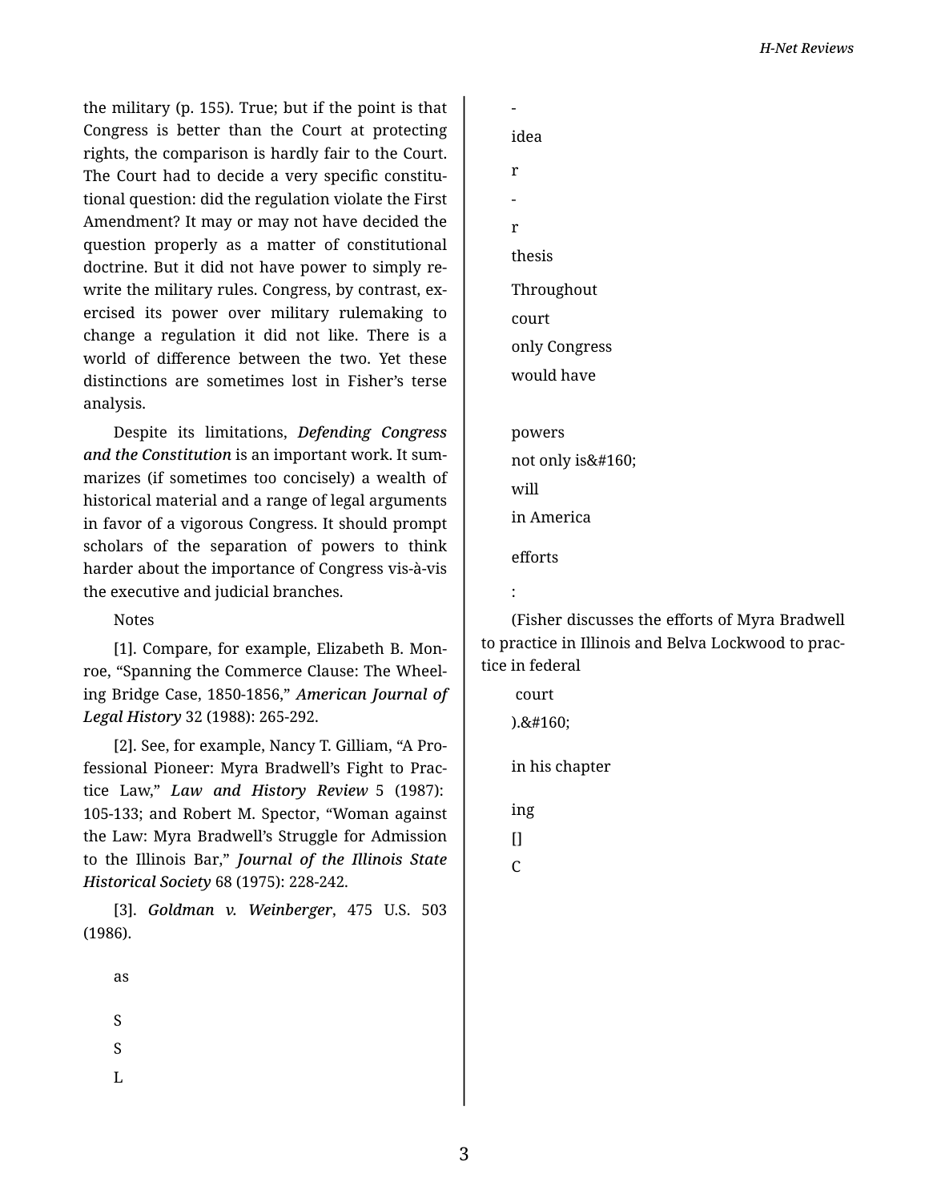the military (p. 155). True; but if the point is that Congress is better than the Court at protecting rights, the comparison is hardly fair to the Court. The Court had to decide a very specific constitutional question: did the regulation violate the First Amendment? It may or may not have decided the question properly as a matter of constitutional doctrine. But it did not have power to simply rewrite the military rules. Congress, by contrast, exercised its power over military rulemaking to change a regulation it did not like. There is a world of difference between the two. Yet these distinctions are sometimes lost in Fisher's terse analysis.

Despite its limitations, ***Defending Congress and the Constitution*** is an important work. It summarizes (if sometimes too concisely) a wealth of historical material and a range of legal arguments in favor of a vigorous Congress. It should prompt scholars of the separation of powers to think harder about the importance of Congress vis-à-vis the executive and judicial branches.

Notes

[1]. Compare, for example, Elizabeth B. Monroe, "Spanning the Commerce Clause: The Wheeling Bridge Case, 1850-1856," ***American Journal of Legal History*** 32 (1988): 265-292.

[2]. See, for example, Nancy T. Gilliam, "A Professional Pioneer: Myra Bradwell's Fight to Practice Law," ***Law and History Review*** 5 (1987): 105-133; and Robert M. Spector, "Woman against the Law: Myra Bradwell's Struggle for Admission to the Illinois Bar," ***Journal of the Illinois State Historical Society*** 68 (1975): 228-242.

[3]. ***Goldman v. Weinberger***, 475 U.S. 503 (1986).

as

S

S

L

-

idea

r

-

r

thesis

Throughout

court

only Congress

would have

powers

not only is&#160;

will

in America

efforts

:

(Fisher discusses the efforts of Myra Bradwell to practice in Illinois and Belva Lockwood to practice in federal

court

).&#160;

in his chapter

ing

[]

C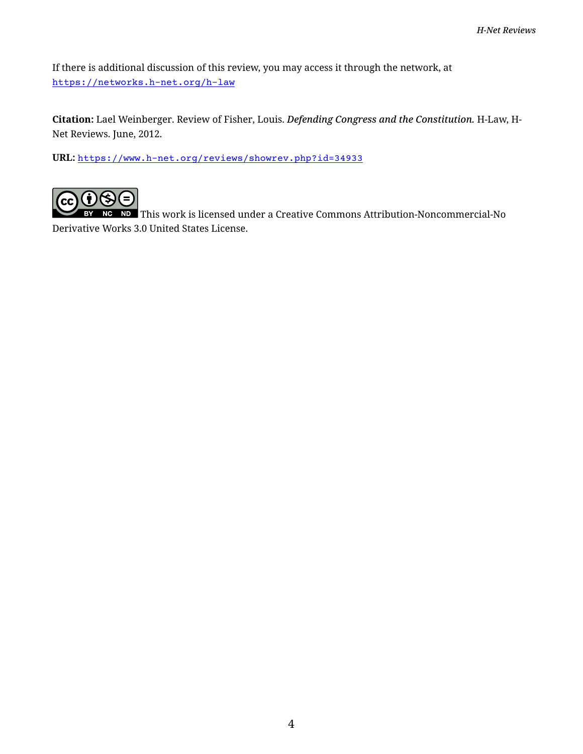If there is additional discussion of this review, you may access it through the network, at https://networks.h-net.org/h-law

**Citation:** Lael Weinberger. Review of Fisher, Louis. ***Defending Congress and the Constitution.*** H-Law, H-Net Reviews. June, 2012.

**URL:** https://www.h-net.org/reviews/showrev.php?id=34933

This work is licensed under a Creative Commons Attribution-Noncommercial-No Derivative Works 3.0 United States License.